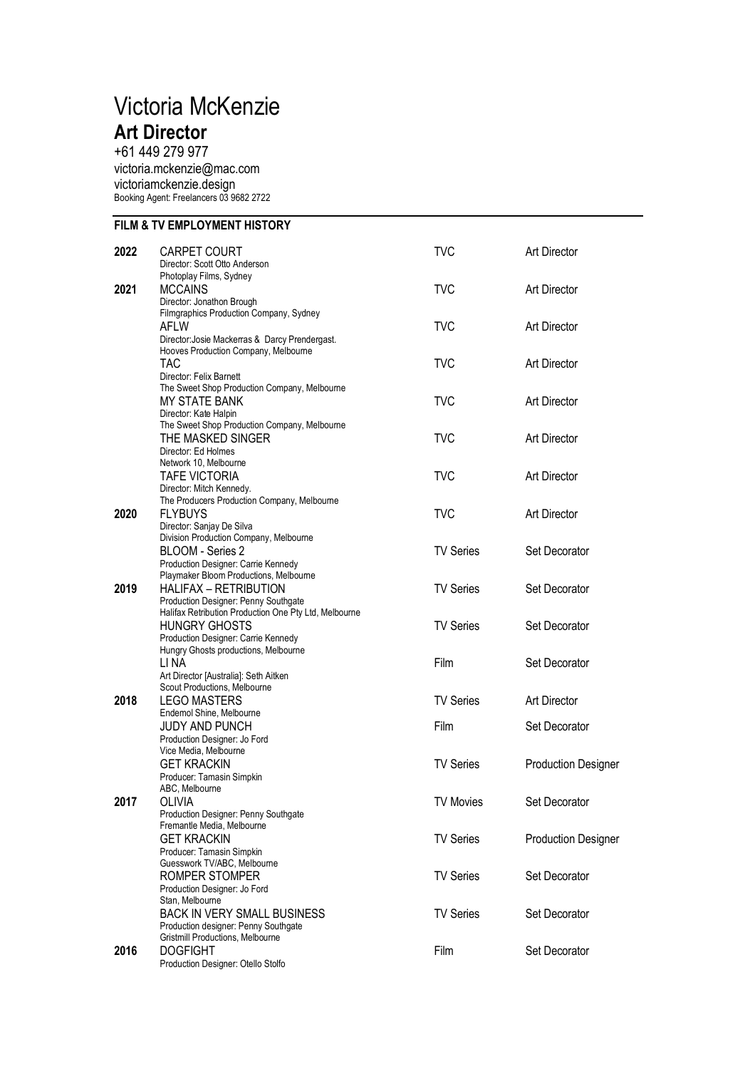# Victoria McKenzie

## Art Director

+61 449 279 977
victoria.mckenzie@mac.com
victoriamckenzie.design
Booking Agent: Freelancers 03 9682 2722

### FILM & TV EMPLOYMENT HISTORY

| Year | Production | Type | Role |
|---|---|---|---|
| 2022 | CARPET COURT<br>Director: Scott Otto Anderson<br>Photoplay Films, Sydney | TVC | Art Director |
| 2021 | MCCAINS<br>Director: Jonathon Brough<br>Filmgraphics Production Company, Sydney | TVC | Art Director |
| | AFLW<br>Director:Josie Mackerras & Darcy Prendergast.<br>Hooves Production Company, Melbourne | TVC | Art Director |
| | TAC<br>Director: Felix Barnett<br>The Sweet Shop Production Company, Melbourne | TVC | Art Director |
| | MY STATE BANK<br>Director: Kate Halpin<br>The Sweet Shop Production Company, Melbourne | TVC | Art Director |
| | THE MASKED SINGER<br>Director: Ed Holmes<br>Network 10, Melbourne | TVC | Art Director |
| | TAFE VICTORIA<br>Director: Mitch Kennedy.<br>The Producers Production Company, Melbourne | TVC | Art Director |
| 2020 | FLYBUYS<br>Director: Sanjay De Silva<br>Division Production Company, Melbourne | TVC | Art Director |
| | BLOOM - Series 2<br>Production Designer: Carrie Kennedy<br>Playmaker Bloom Productions, Melbourne | TV Series | Set Decorator |
| 2019 | HALIFAX – RETRIBUTION<br>Production Designer: Penny Southgate<br>Halifax Retribution Production One Pty Ltd, Melbourne | TV Series | Set Decorator |
| | HUNGRY GHOSTS<br>Production Designer: Carrie Kennedy<br>Hungry Ghosts productions, Melbourne | TV Series | Set Decorator |
| | LI NA<br>Art Director [Australia]: Seth Aitken<br>Scout Productions, Melbourne | Film | Set Decorator |
| 2018 | LEGO MASTERS<br>Endemol Shine, Melbourne | TV Series | Art Director |
| | JUDY AND PUNCH<br>Production Designer: Jo Ford<br>Vice Media, Melbourne | Film | Set Decorator |
| | GET KRACKIN<br>Producer: Tamasin Simpkin<br>ABC, Melbourne | TV Series | Production Designer |
| 2017 | OLIVIA<br>Production Designer: Penny Southgate<br>Fremantle Media, Melbourne | TV Movies | Set Decorator |
| | GET KRACKIN<br>Producer: Tamasin Simpkin<br>Guesswork TV/ABC, Melbourne | TV Series | Production Designer |
| | ROMPER STOMPER<br>Production Designer: Jo Ford<br>Stan, Melbourne | TV Series | Set Decorator |
| | BACK IN VERY SMALL BUSINESS<br>Production designer: Penny Southgate<br>Gristmill Productions, Melbourne | TV Series | Set Decorator |
| 2016 | DOGFIGHT<br>Production Designer: Otello Stolfo | Film | Set Decorator |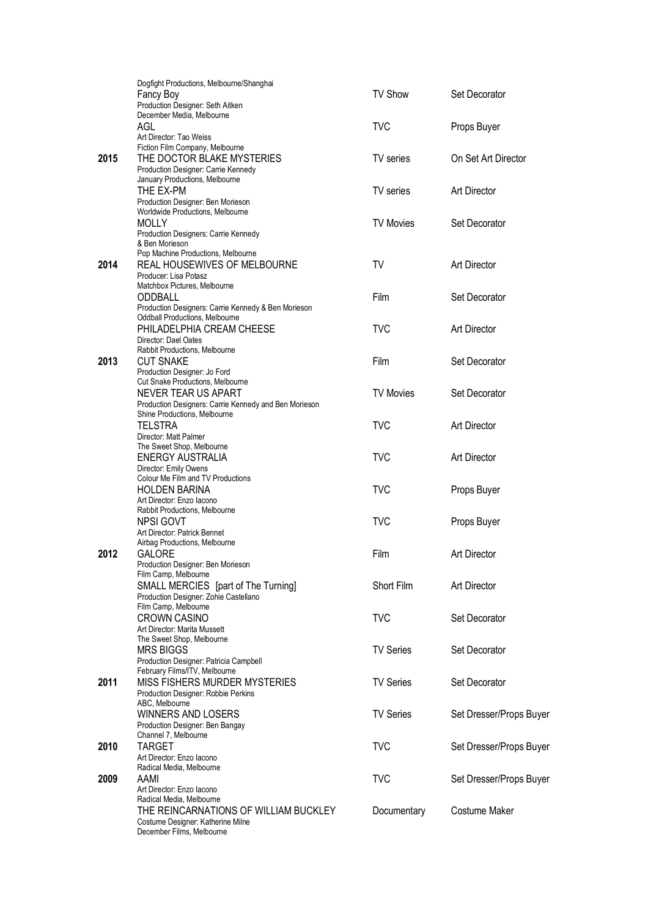| Year | Project | Type | Role |
|---|---|---|---|
| | Dogfight Productions, Melbourne/Shanghai | | |
| | Fancy Boy<br>Production Designer: Seth Aitken<br>December Media, Melbourne | TV Show | Set Decorator |
| | AGL<br>Art Director: Tao Weiss<br>Fiction Film Company, Melbourne | TVC | Props Buyer |
| **2015** | THE DOCTOR BLAKE MYSTERIES<br>Production Designer: Carrie Kennedy<br>January Productions, Melbourne | TV series | On Set Art Director |
| | THE EX-PM<br>Production Designer: Ben Morieson<br>Worldwide Productions, Melbourne | TV series | Art Director |
| | MOLLY<br>Production Designers: Carrie Kennedy & Ben Morieson<br>Pop Machine Productions, Melbourne | TV Movies | Set Decorator |
| **2014** | REAL HOUSEWIVES OF MELBOURNE<br>Producer: Lisa Potasz<br>Matchbox Pictures, Melbourne | TV | Art Director |
| | ODDBALL<br>Production Designers: Carrie Kennedy & Ben Morieson<br>Oddball Productions, Melbourne | Film | Set Decorator |
| | PHILADELPHIA CREAM CHEESE<br>Director: Dael Oates<br>Rabbit Productions, Melbourne | TVC | Art Director |
| **2013** | CUT SNAKE<br>Production Designer: Jo Ford<br>Cut Snake Productions, Melbourne | Film | Set Decorator |
| | NEVER TEAR US APART<br>Production Designers: Carrie Kennedy and Ben Morieson<br>Shine Productions, Melbourne | TV Movies | Set Decorator |
| | TELSTRA<br>Director: Matt Palmer<br>The Sweet Shop, Melbourne | TVC | Art Director |
| | ENERGY AUSTRALIA<br>Director: Emily Owens<br>Colour Me Film and TV Productions | TVC | Art Director |
| | HOLDEN BARINA<br>Art Director: Enzo Iacono<br>Rabbit Productions, Melbourne | TVC | Props Buyer |
| | NPSI GOVT<br>Art Director: Patrick Bennet<br>Airbag Productions, Melbourne | TVC | Props Buyer |
| **2012** | GALORE<br>Production Designer: Ben Morieson<br>Film Camp, Melbourne | Film | Art Director |
| | SMALL MERCIES [part of The Turning]<br>Production Designer: Zohie Castellano<br>Film Camp, Melbourne | Short Film | Art Director |
| | CROWN CASINO<br>Art Director: Marita Mussett<br>The Sweet Shop, Melbourne | TVC | Set Decorator |
| | MRS BIGGS<br>Production Designer: Patricia Campbell<br>February Films/ITV, Melbourne | TV Series | Set Decorator |
| **2011** | MISS FISHERS MURDER MYSTERIES<br>Production Designer: Robbie Perkins<br>ABC, Melbourne | TV Series | Set Decorator |
| | WINNERS AND LOSERS<br>Production Designer: Ben Bangay<br>Channel 7, Melbourne | TV Series | Set Dresser/Props Buyer |
| **2010** | TARGET<br>Art Director: Enzo Iacono<br>Radical Media, Melbourne | TVC | Set Dresser/Props Buyer |
| **2009** | AAMI<br>Art Director: Enzo Iacono<br>Radical Media, Melbourne | TVC | Set Dresser/Props Buyer |
| | THE REINCARNATIONS OF WILLIAM BUCKLEY<br>Costume Designer: Katherine Milne<br>December Films, Melbourne | Documentary | Costume Maker |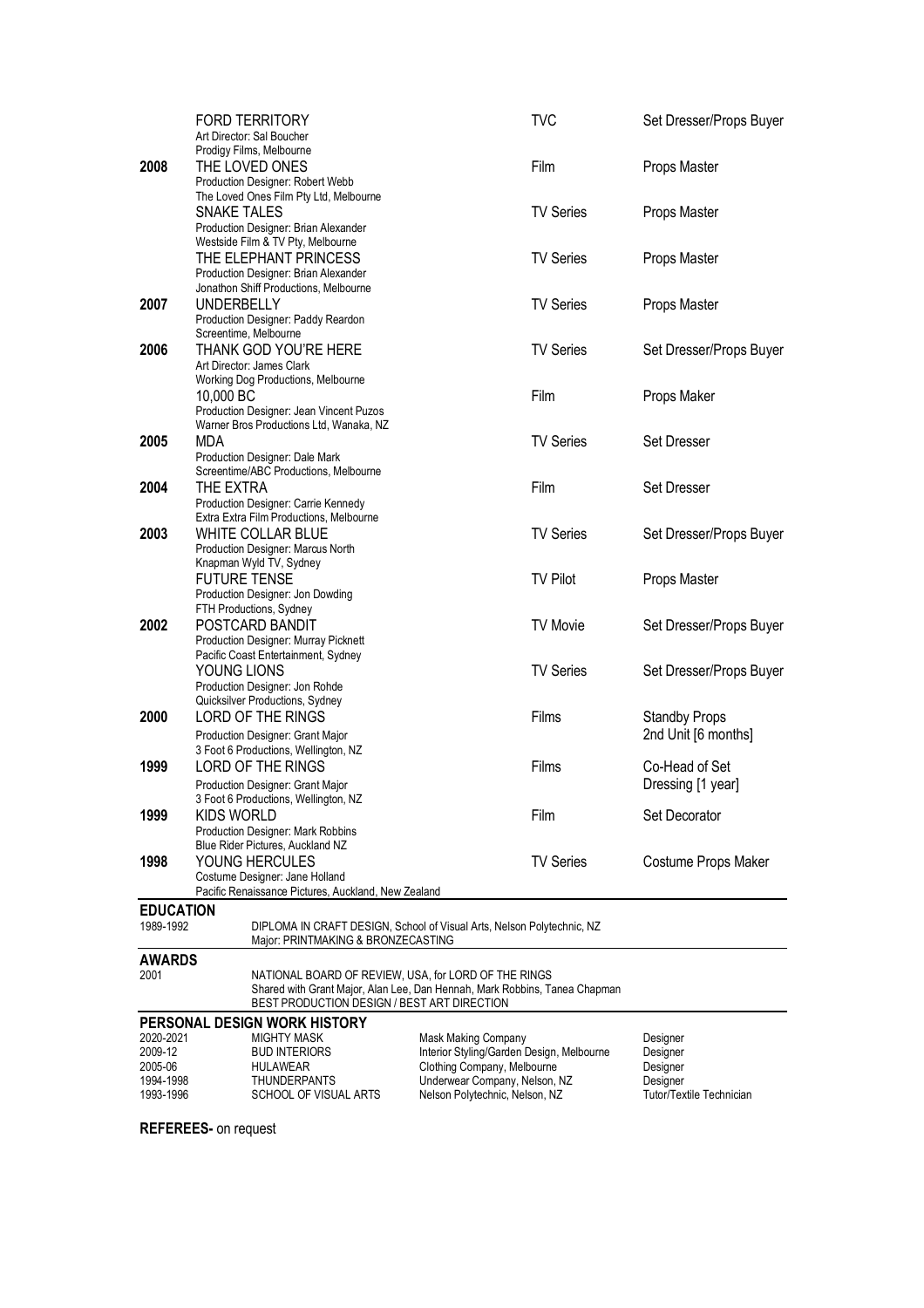| | | | |
|---|---|---|---|
| | **FORD TERRITORY**<br>Art Director: Sal Boucher<br>Prodigy Films, Melbourne | TVC | Set Dresser/Props Buyer |
| **2008** | **THE LOVED ONES**<br>Production Designer: Robert Webb<br>The Loved Ones Film Pty Ltd, Melbourne | Film | Props Master |
| | **SNAKE TALES**<br>Production Designer: Brian Alexander<br>Westside Film & TV Pty, Melbourne | TV Series | Props Master |
| | **THE ELEPHANT PRINCESS**<br>Production Designer: Brian Alexander<br>Jonathon Shiff Productions, Melbourne | TV Series | Props Master |
| **2007** | **UNDERBELLY**<br>Production Designer: Paddy Reardon<br>Screentime, Melbourne | TV Series | Props Master |
| **2006** | **THANK GOD YOU'RE HERE**<br>Art Director: James Clark<br>Working Dog Productions, Melbourne | TV Series | Set Dresser/Props Buyer |
| | **10,000 BC**<br>Production Designer: Jean Vincent Puzos<br>Warner Bros Productions Ltd, Wanaka, NZ | Film | Props Maker |
| **2005** | **MDA**<br>Production Designer: Dale Mark<br>Screentime/ABC Productions, Melbourne | TV Series | Set Dresser |
| **2004** | **THE EXTRA**<br>Production Designer: Carrie Kennedy<br>Extra Extra Film Productions, Melbourne | Film | Set Dresser |
| **2003** | **WHITE COLLAR BLUE**<br>Production Designer: Marcus North<br>Knapman Wyld TV, Sydney | TV Series | Set Dresser/Props Buyer |
| | **FUTURE TENSE**<br>Production Designer: Jon Dowding<br>FTH Productions, Sydney | TV Pilot | Props Master |
| **2002** | **POSTCARD BANDIT**<br>Production Designer: Murray Picknett<br>Pacific Coast Entertainment, Sydney | TV Movie | Set Dresser/Props Buyer |
| | **YOUNG LIONS**<br>Production Designer: Jon Rohde<br>Quicksilver Productions, Sydney | TV Series | Set Dresser/Props Buyer |
| **2000** | **LORD OF THE RINGS**<br>Production Designer: Grant Major<br>3 Foot 6 Productions, Wellington, NZ | Films | Standby Props<br>2nd Unit [6 months] |
| **1999** | **LORD OF THE RINGS**<br>Production Designer: Grant Major<br>3 Foot 6 Productions, Wellington, NZ | Films | Co-Head of Set<br>Dressing [1 year] |
| **1999** | **KIDS WORLD**<br>Production Designer: Mark Robbins<br>Blue Rider Pictures, Auckland NZ | Film | Set Decorator |
| **1998** | **YOUNG HERCULES**<br>Costume Designer: Jane Holland<br>Pacific Renaissance Pictures, Auckland, New Zealand | TV Series | Costume Props Maker |

## EDUCATION

1989-1992 — DIPLOMA IN CRAFT DESIGN, School of Visual Arts, Nelson Polytechnic, NZ
Major: PRINTMAKING & BRONZECASTING

## AWARDS

2001 — NATIONAL BOARD OF REVIEW, USA, for LORD OF THE RINGS
Shared with Grant Major, Alan Lee, Dan Hennah, Mark Robbins, Tanea Chapman
BEST PRODUCTION DESIGN / BEST ART DIRECTION

## PERSONAL DESIGN WORK HISTORY

| | | | |
|---|---|---|---|
| 2020-2021 | MIGHTY MASK | Mask Making Company | Designer |
| 2009-12 | BUD INTERIORS | Interior Styling/Garden Design, Melbourne | Designer |
| 2005-06 | HULAWEAR | Clothing Company, Melbourne | Designer |
| 1994-1998 | THUNDERPANTS | Underwear Company, Nelson, NZ | Designer |
| 1993-1996 | SCHOOL OF VISUAL ARTS | Nelson Polytechnic, Nelson, NZ | Tutor/Textile Technician |

**REFEREES-** on request